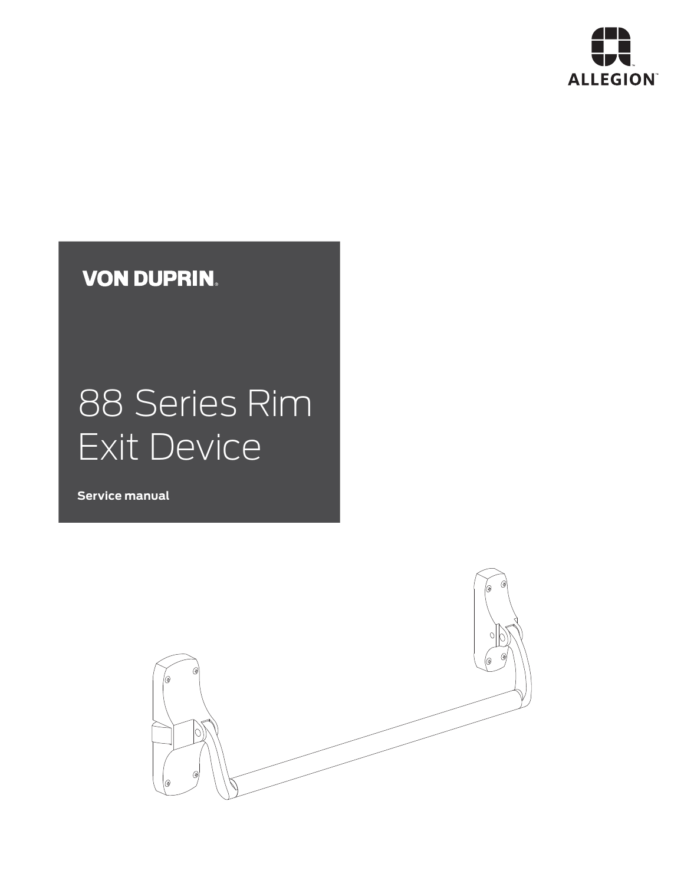ALLEGION™

VON DUPRIN®

# 88 Series Rim Exit Device

**Service manual**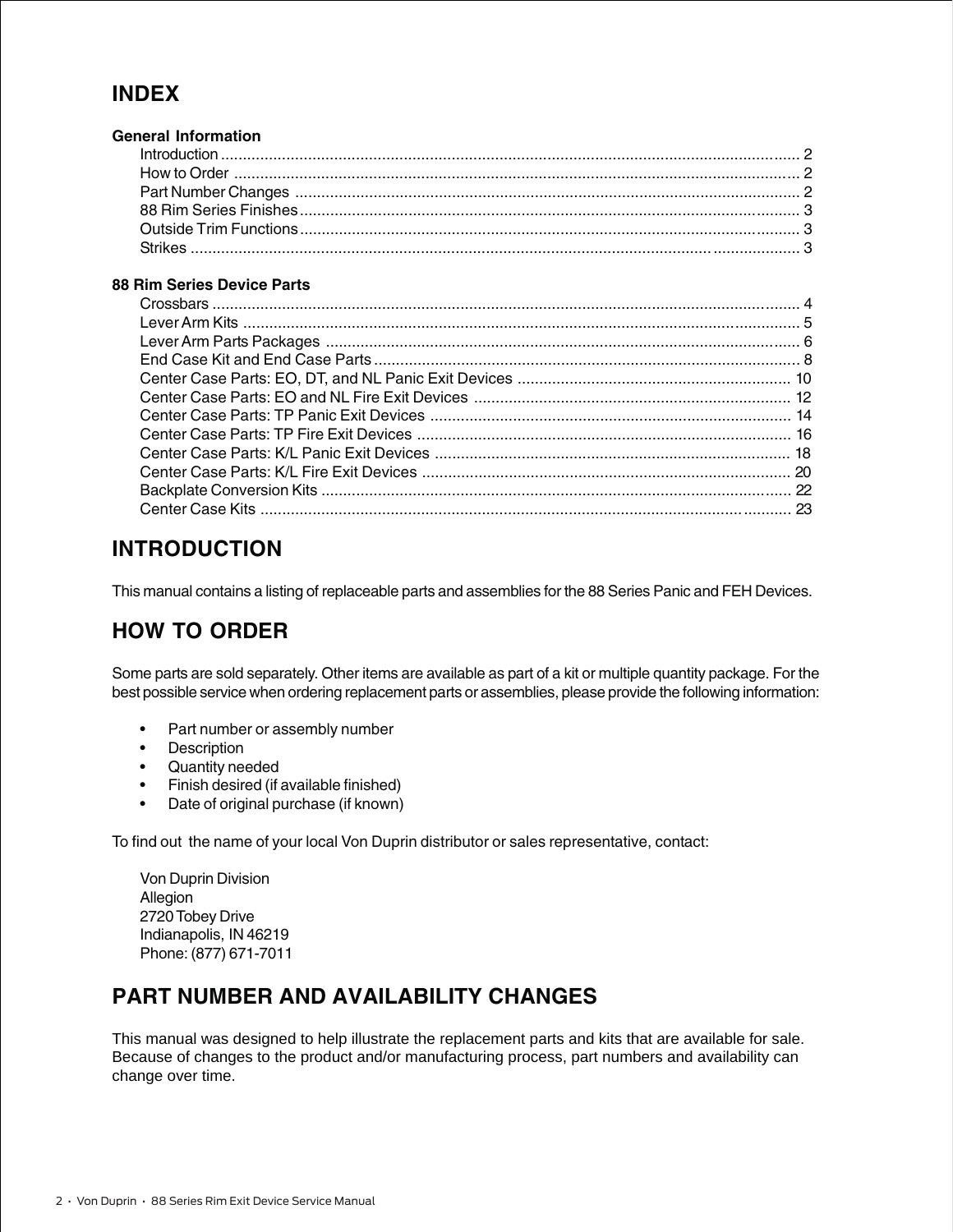# INDEX

### General Information

| | |
|---|---|
| Introduction | 2 |
| How to Order | 2 |
| Part Number Changes | 2 |
| 88 Rim Series Finishes | 3 |
| Outside Trim Functions | 3 |
| Strikes | 3 |

### 88 Rim Series Device Parts

| | |
|---|---|
| Crossbars | 4 |
| Lever Arm Kits | 5 |
| Lever Arm Parts Packages | 6 |
| End Case Kit and End Case Parts | 8 |
| Center Case Parts: EO, DT, and NL Panic Exit Devices | 10 |
| Center Case Parts: EO and NL Fire Exit Devices | 12 |
| Center Case Parts: TP Panic Exit Devices | 14 |
| Center Case Parts: TP Fire Exit Devices | 16 |
| Center Case Parts: K/L Panic Exit Devices | 18 |
| Center Case Parts: K/L Fire Exit Devices | 20 |
| Backplate Conversion Kits | 22 |
| Center Case Kits | 23 |

# INTRODUCTION

This manual contains a listing of replaceable parts and assemblies for the 88 Series Panic and FEH Devices.

# HOW TO ORDER

Some parts are sold separately. Other items are available as part of a kit or multiple quantity package. For the best possible service when ordering replacement parts or assemblies, please provide the following information:

- Part number or assembly number
- Description
- Quantity needed
- Finish desired (if available finished)
- Date of original purchase (if known)

To find out the name of your local Von Duprin distributor or sales representative, contact:

Von Duprin Division
Allegion
2720 Tobey Drive
Indianapolis, IN 46219
Phone: (877) 671-7011

# PART NUMBER AND AVAILABILITY CHANGES

This manual was designed to help illustrate the replacement parts and kits that are available for sale. Because of changes to the product and/or manufacturing process, part numbers and availability can change over time.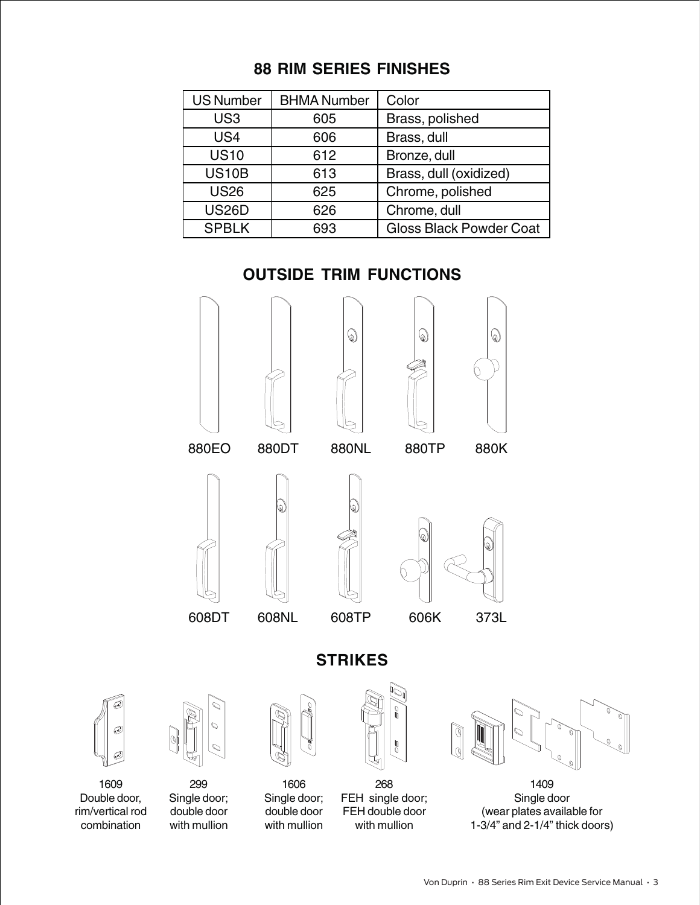## 88 RIM SERIES FINISHES

| US Number | BHMA Number | Color |
|---|---|---|
| US3 | 605 | Brass, polished |
| US4 | 606 | Brass, dull |
| US10 | 612 | Bronze, dull |
| US10B | 613 | Brass, dull (oxidized) |
| US26 | 625 | Chrome, polished |
| US26D | 626 | Chrome, dull |
| SPBLK | 693 | Gloss Black Powder Coat |

## OUTSIDE TRIM FUNCTIONS

880EO 880DT 880NL 880TP 880K

608DT 608NL 608TP 606K 373L

## STRIKES

1609
Double door, rim/vertical rod combination

299
Single door; double door with mullion

1606
Single door; double door with mullion

268
FEH single door; FEH double door with mullion

1409
Single door (wear plates available for 1-3/4" and 2-1/4" thick doors)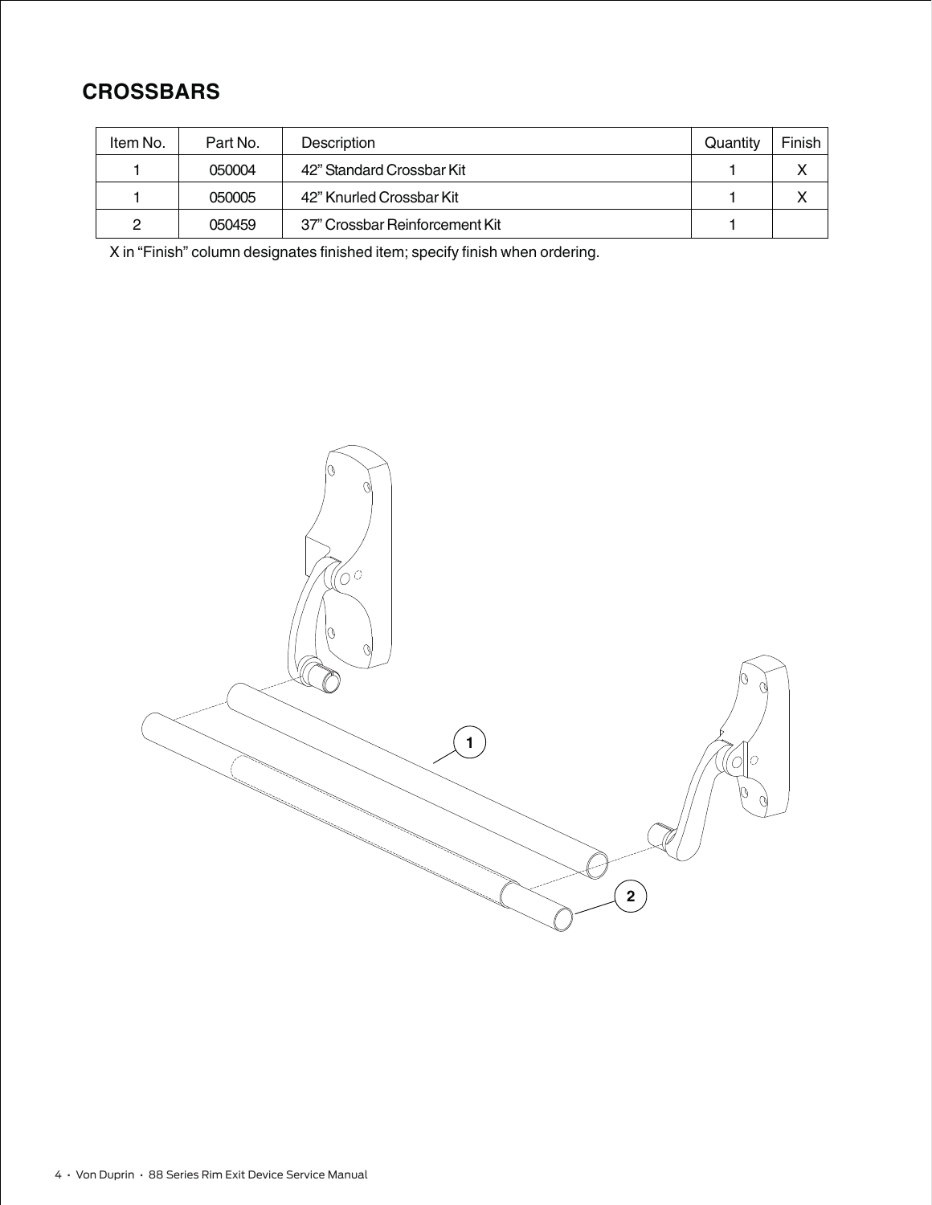## CROSSBARS

| Item No. | Part No. | Description | Quantity | Finish |
|---|---|---|---|---|
| 1 | 050004 | 42" Standard Crossbar Kit | 1 | X |
| 1 | 050005 | 42" Knurled Crossbar Kit | 1 | X |
| 2 | 050459 | 37" Crossbar Reinforcement Kit | 1 | |

X in "Finish" column designates finished item; specify finish when ordering.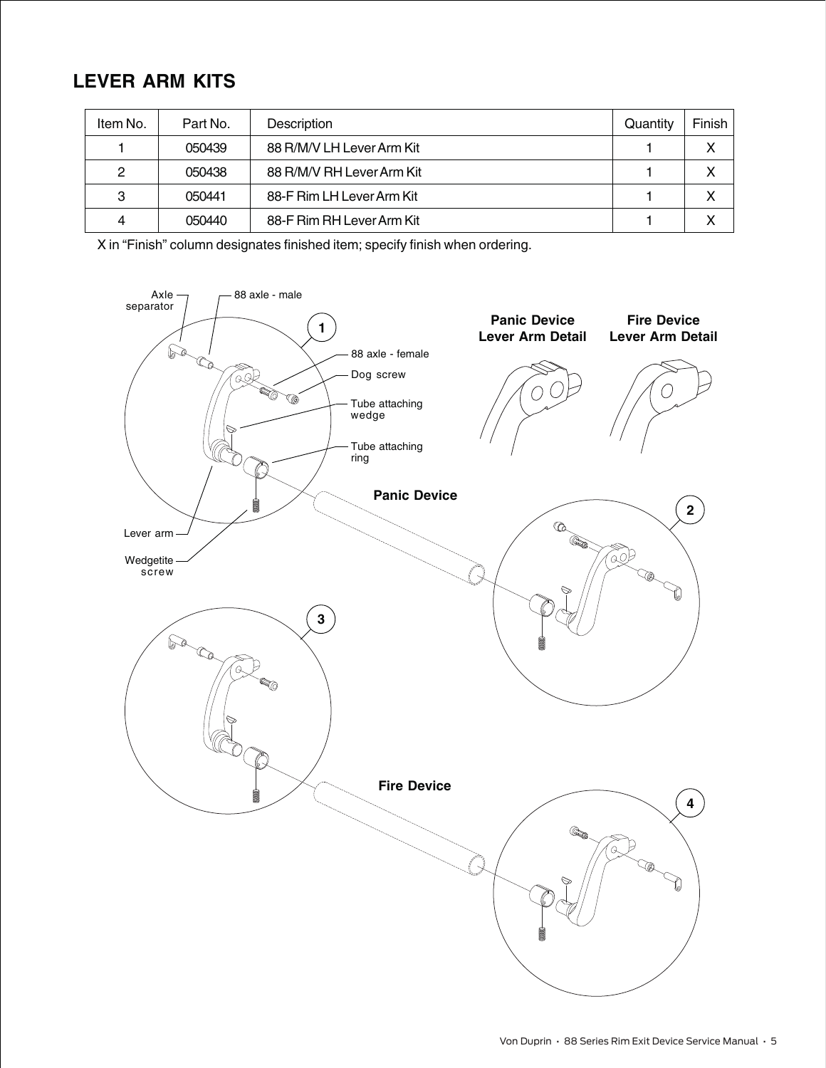## LEVER ARM KITS

| Item No. | Part No. | Description | Quantity | Finish |
|---|---|---|---|---|
| 1 | 050439 | 88 R/M/V LH Lever Arm Kit | 1 | X |
| 2 | 050438 | 88 R/M/V RH Lever Arm Kit | 1 | X |
| 3 | 050441 | 88-F Rim LH Lever Arm Kit | 1 | X |
| 4 | 050440 | 88-F Rim RH Lever Arm Kit | 1 | X |

X in “Finish” column designates finished item; specify finish when ordering.

Axle separator

88 axle - male

88 axle - female

Dog screw

Tube attaching wedge

Tube attaching ring

Lever arm

Wedgetite screw

Panic Device Lever Arm Detail

Fire Device Lever Arm Detail

Panic Device

Fire Device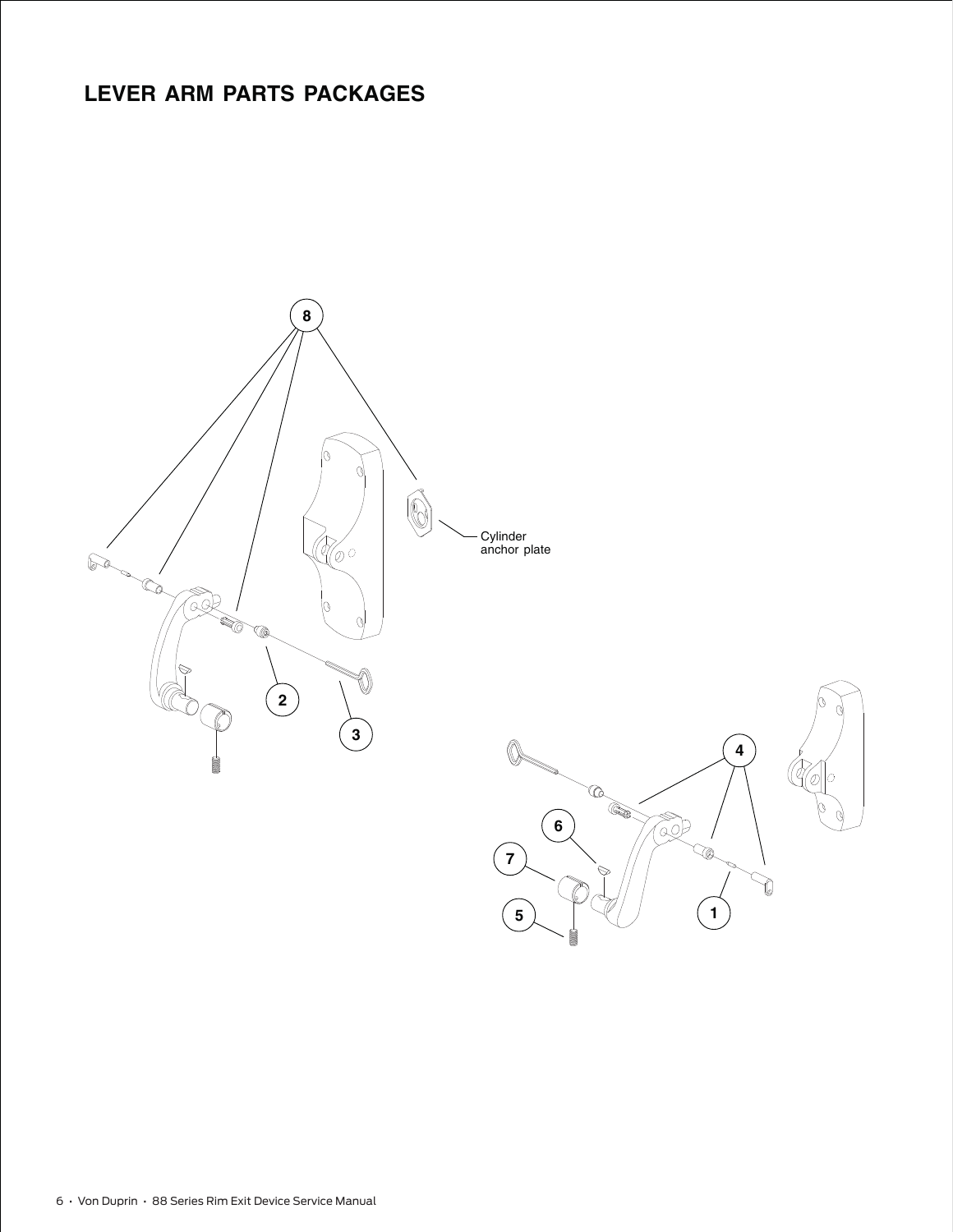## LEVER ARM PARTS PACKAGES

8

Cylinder anchor plate

2

3

4

6

7

5

1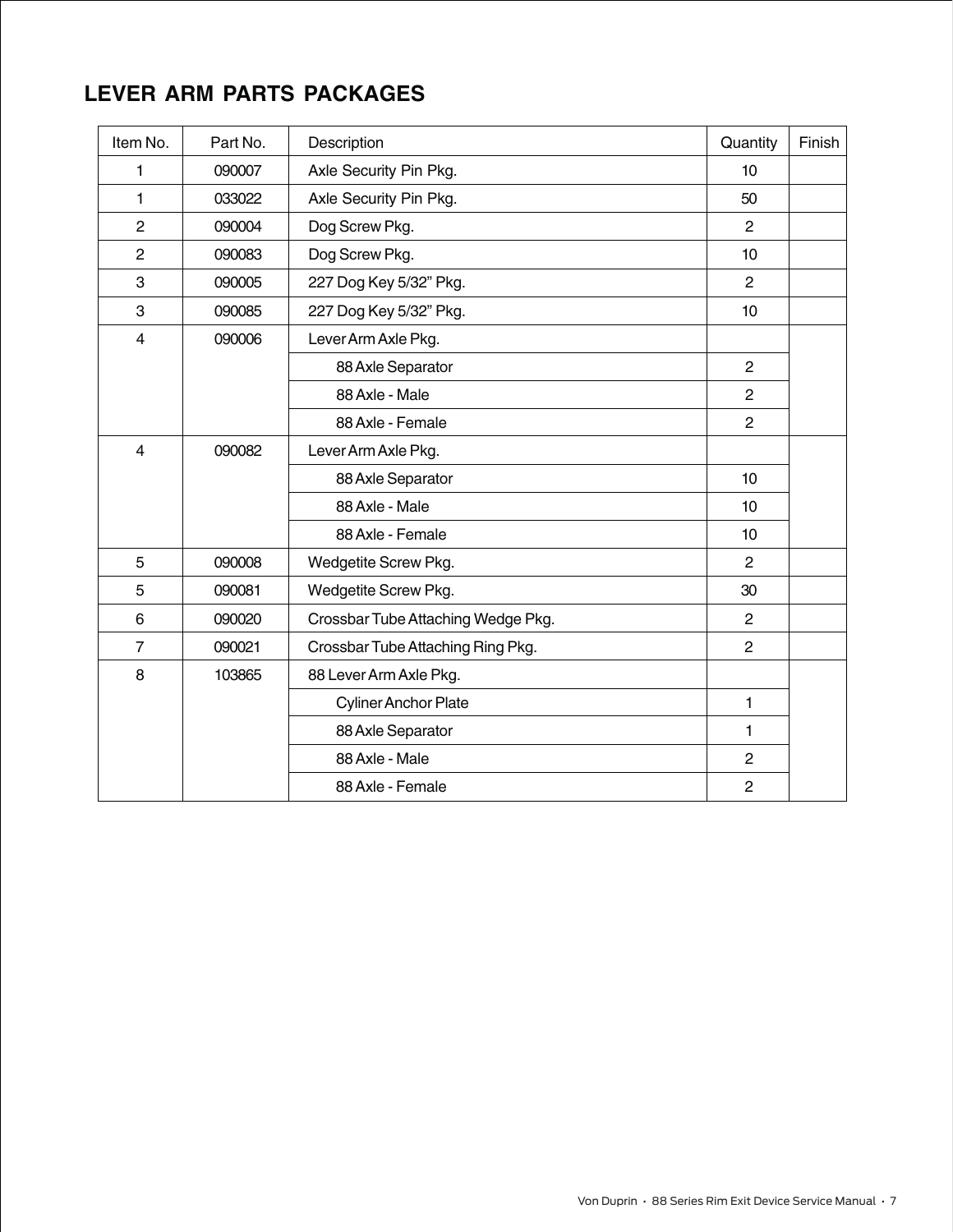## LEVER ARM PARTS PACKAGES

| Item No. | Part No. | Description | Quantity | Finish |
|---|---|---|---|---|
| 1 | 090007 | Axle Security Pin Pkg. | 10 | |
| 1 | 033022 | Axle Security Pin Pkg. | 50 | |
| 2 | 090004 | Dog Screw Pkg. | 2 | |
| 2 | 090083 | Dog Screw Pkg. | 10 | |
| 3 | 090005 | 227 Dog Key 5/32” Pkg. | 2 | |
| 3 | 090085 | 227 Dog Key 5/32” Pkg. | 10 | |
| 4 | 090006 | Lever Arm Axle Pkg. | | |
| | | 88 Axle Separator | 2 | |
| | | 88 Axle - Male | 2 | |
| | | 88 Axle - Female | 2 | |
| 4 | 090082 | Lever Arm Axle Pkg. | | |
| | | 88 Axle Separator | 10 | |
| | | 88 Axle - Male | 10 | |
| | | 88 Axle - Female | 10 | |
| 5 | 090008 | Wedgetite Screw Pkg. | 2 | |
| 5 | 090081 | Wedgetite Screw Pkg. | 30 | |
| 6 | 090020 | Crossbar Tube Attaching Wedge Pkg. | 2 | |
| 7 | 090021 | Crossbar Tube Attaching Ring Pkg. | 2 | |
| 8 | 103865 | 88 Lever Arm Axle Pkg. | | |
| | | Cyliner Anchor Plate | 1 | |
| | | 88 Axle Separator | 1 | |
| | | 88 Axle - Male | 2 | |
| | | 88 Axle - Female | 2 | |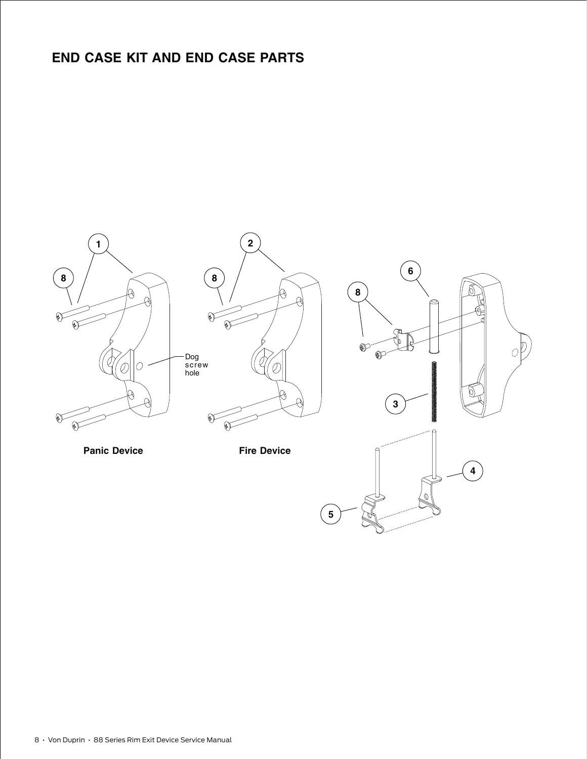## END CASE KIT AND END CASE PARTS

1

2

8

8

6

8

Dog screw hole

3

Panic Device

Fire Device

4

5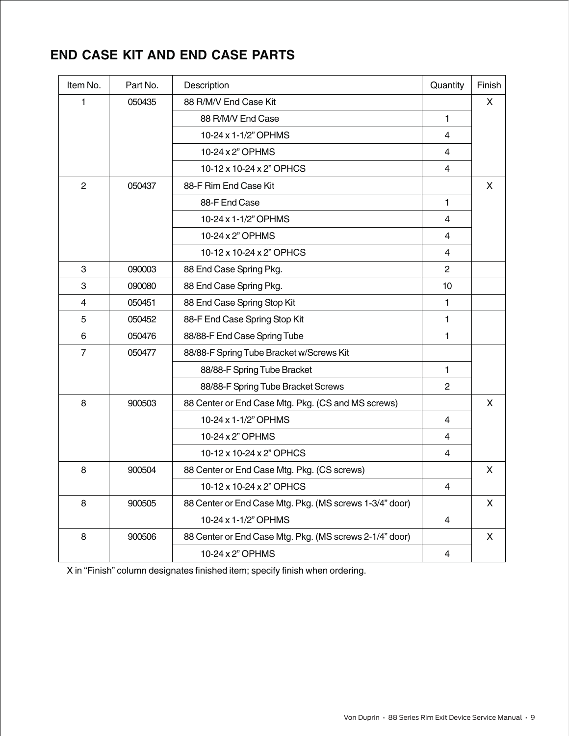## END CASE KIT AND END CASE PARTS

| Item No. | Part No. | Description | Quantity | Finish |
|---|---|---|---|---|
| 1 | 050435 | 88 R/M/V End Case Kit | | X |
| | | 88 R/M/V End Case | 1 | |
| | | 10-24 x 1-1/2" OPHMS | 4 | |
| | | 10-24 x 2" OPHMS | 4 | |
| | | 10-12 x 10-24 x 2" OPHCS | 4 | |
| 2 | 050437 | 88-F Rim End Case Kit | | X |
| | | 88-F End Case | 1 | |
| | | 10-24 x 1-1/2" OPHMS | 4 | |
| | | 10-24 x 2" OPHMS | 4 | |
| | | 10-12 x 10-24 x 2" OPHCS | 4 | |
| 3 | 090003 | 88 End Case Spring Pkg. | 2 | |
| 3 | 090080 | 88 End Case Spring Pkg. | 10 | |
| 4 | 050451 | 88 End Case Spring Stop Kit | 1 | |
| 5 | 050452 | 88-F End Case Spring Stop Kit | 1 | |
| 6 | 050476 | 88/88-F End Case Spring Tube | 1 | |
| 7 | 050477 | 88/88-F Spring Tube Bracket w/Screws Kit | | |
| | | 88/88-F Spring Tube Bracket | 1 | |
| | | 88/88-F Spring Tube Bracket Screws | 2 | |
| 8 | 900503 | 88 Center or End Case Mtg. Pkg. (CS and MS screws) | | X |
| | | 10-24 x 1-1/2" OPHMS | 4 | |
| | | 10-24 x 2" OPHMS | 4 | |
| | | 10-12 x 10-24 x 2" OPHCS | 4 | |
| 8 | 900504 | 88 Center or End Case Mtg. Pkg. (CS screws) | | X |
| | | 10-12 x 10-24 x 2" OPHCS | 4 | |
| 8 | 900505 | 88 Center or End Case Mtg. Pkg. (MS screws 1-3/4" door) | | X |
| | | 10-24 x 1-1/2" OPHMS | 4 | |
| 8 | 900506 | 88 Center or End Case Mtg. Pkg. (MS screws 2-1/4" door) | | X |
| | | 10-24 x 2" OPHMS | 4 | |

X in "Finish" column designates finished item; specify finish when ordering.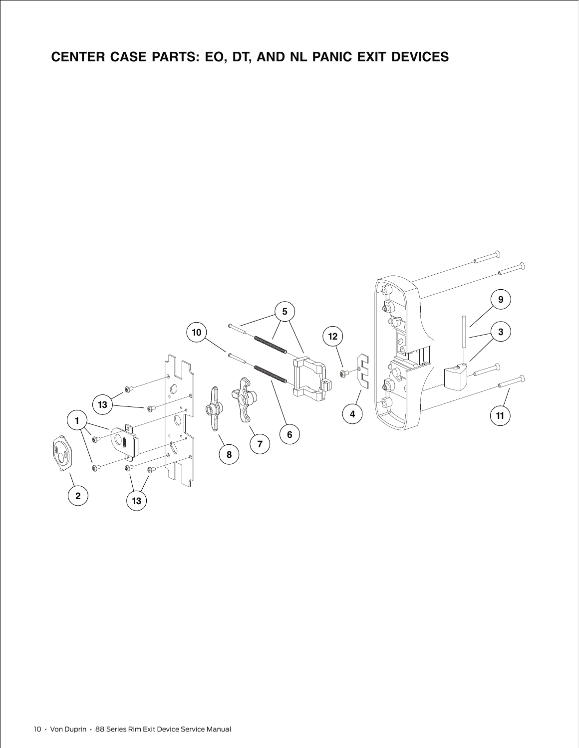# CENTER CASE PARTS: EO, DT, AND NL PANIC EXIT DEVICES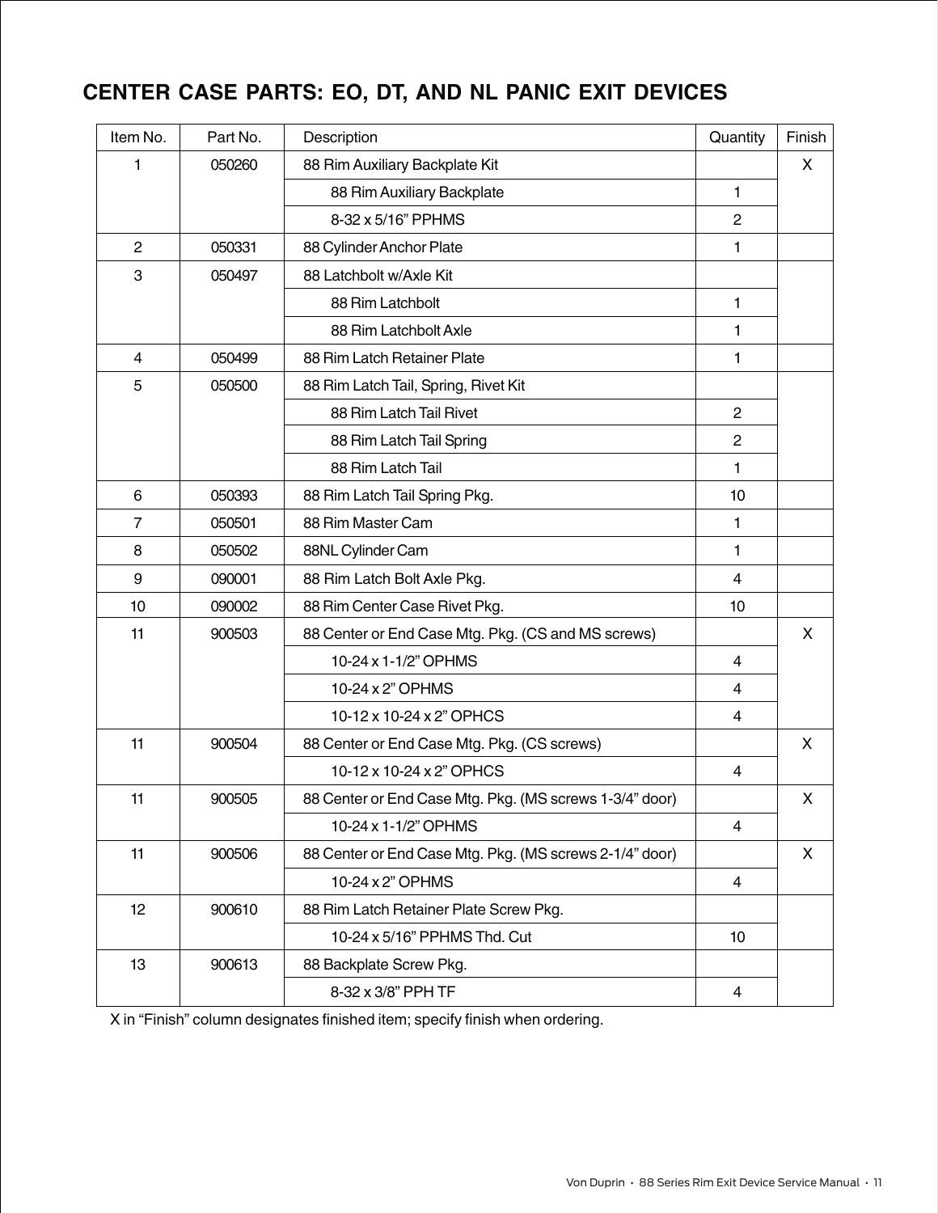## CENTER CASE PARTS: EO, DT, AND NL PANIC EXIT DEVICES

| Item No. | Part No. | Description | Quantity | Finish |
|---|---|---|---|---|
| 1 | 050260 | 88 Rim Auxiliary Backplate Kit | | X |
| | | 88 Rim Auxiliary Backplate | 1 | |
| | | 8-32 x 5/16" PPHMS | 2 | |
| 2 | 050331 | 88 Cylinder Anchor Plate | 1 | |
| 3 | 050497 | 88 Latchbolt w/Axle Kit | | |
| | | 88 Rim Latchbolt | 1 | |
| | | 88 Rim Latchbolt Axle | 1 | |
| 4 | 050499 | 88 Rim Latch Retainer Plate | 1 | |
| 5 | 050500 | 88 Rim Latch Tail, Spring, Rivet Kit | | |
| | | 88 Rim Latch Tail Rivet | 2 | |
| | | 88 Rim Latch Tail Spring | 2 | |
| | | 88 Rim Latch Tail | 1 | |
| 6 | 050393 | 88 Rim Latch Tail Spring Pkg. | 10 | |
| 7 | 050501 | 88 Rim Master Cam | 1 | |
| 8 | 050502 | 88NL Cylinder Cam | 1 | |
| 9 | 090001 | 88 Rim Latch Bolt Axle Pkg. | 4 | |
| 10 | 090002 | 88 Rim Center Case Rivet Pkg. | 10 | |
| 11 | 900503 | 88 Center or End Case Mtg. Pkg. (CS and MS screws) | | X |
| | | 10-24 x 1-1/2" OPHMS | 4 | |
| | | 10-24 x 2" OPHMS | 4 | |
| | | 10-12 x 10-24 x 2" OPHCS | 4 | |
| 11 | 900504 | 88 Center or End Case Mtg. Pkg. (CS screws) | | X |
| | | 10-12 x 10-24 x 2" OPHCS | 4 | |
| 11 | 900505 | 88 Center or End Case Mtg. Pkg. (MS screws 1-3/4" door) | | X |
| | | 10-24 x 1-1/2" OPHMS | 4 | |
| 11 | 900506 | 88 Center or End Case Mtg. Pkg. (MS screws 2-1/4" door) | | X |
| | | 10-24 x 2" OPHMS | 4 | |
| 12 | 900610 | 88 Rim Latch Retainer Plate Screw Pkg. | | |
| | | 10-24 x 5/16" PPHMS Thd. Cut | 10 | |
| 13 | 900613 | 88 Backplate Screw Pkg. | | |
| | | 8-32 x 3/8" PPH TF | 4 | |

X in "Finish" column designates finished item; specify finish when ordering.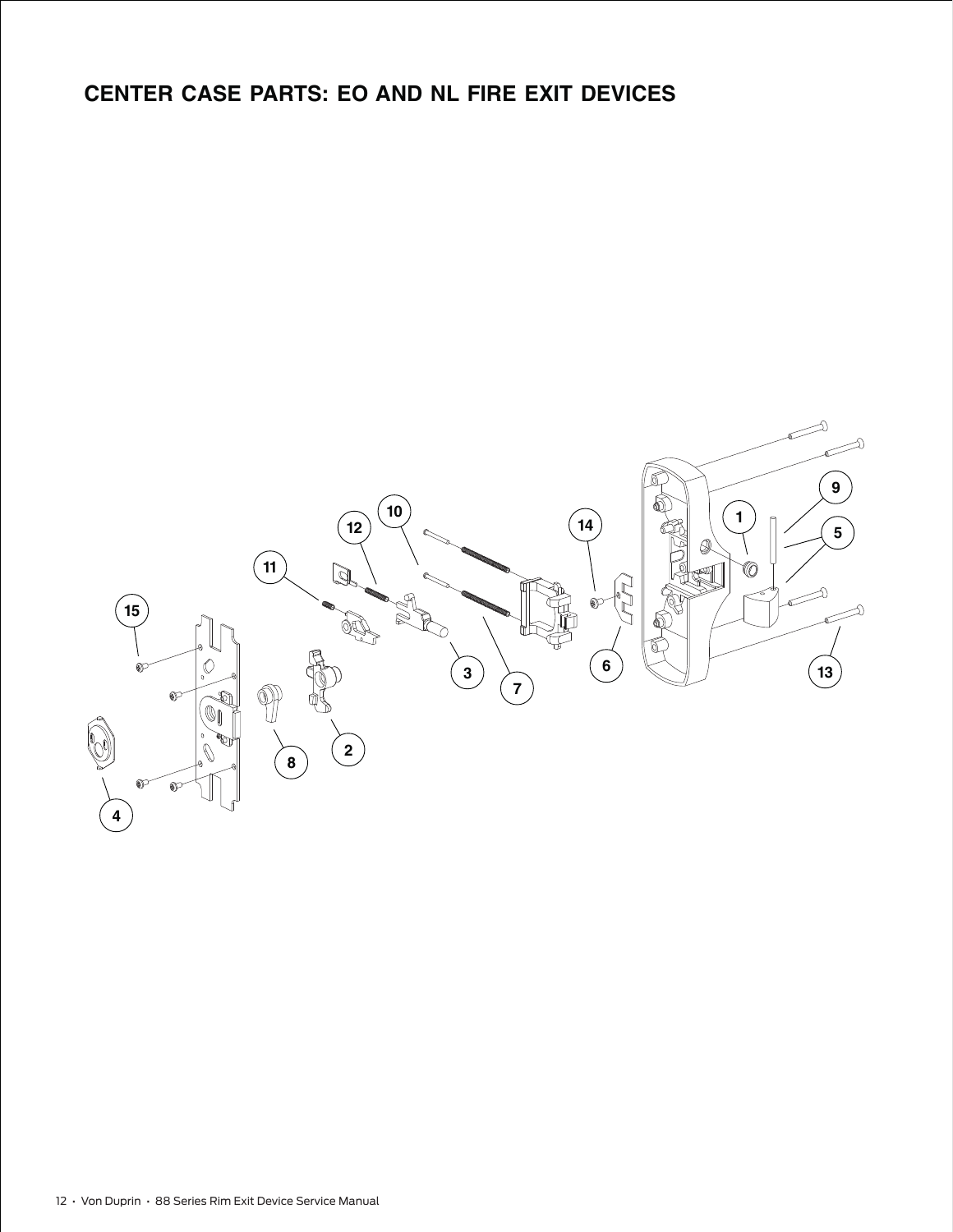# CENTER CASE PARTS: EO AND NL FIRE EXIT DEVICES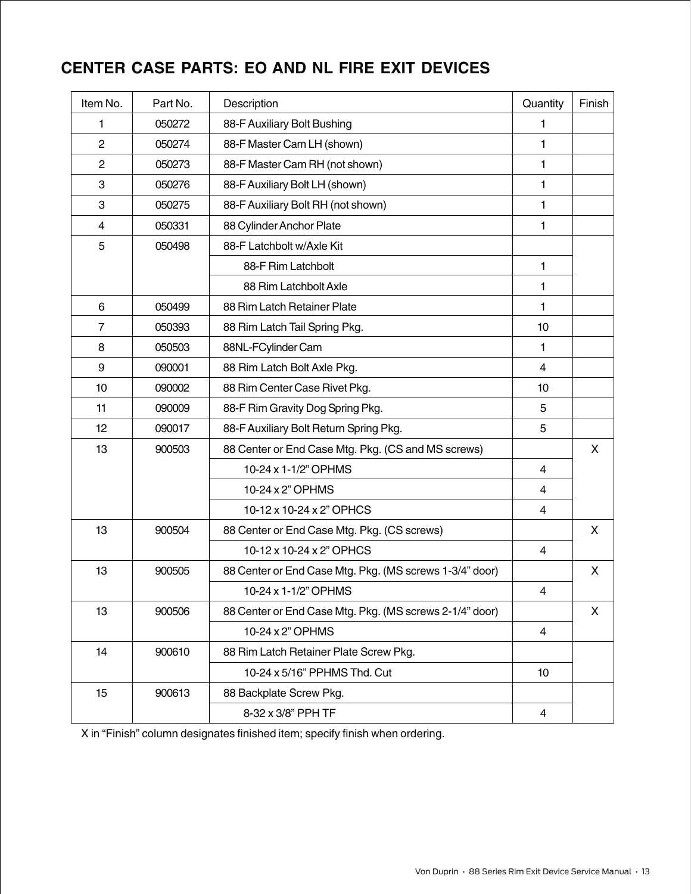## CENTER CASE PARTS: EO AND NL FIRE EXIT DEVICES

| Item No. | Part No. | Description | Quantity | Finish |
|---|---|---|---|---|
| 1 | 050272 | 88-F Auxiliary Bolt Bushing | 1 | |
| 2 | 050274 | 88-F Master Cam LH (shown) | 1 | |
| 2 | 050273 | 88-F Master Cam RH (not shown) | 1 | |
| 3 | 050276 | 88-F Auxiliary Bolt LH (shown) | 1 | |
| 3 | 050275 | 88-F Auxiliary Bolt RH (not shown) | 1 | |
| 4 | 050331 | 88 Cylinder Anchor Plate | 1 | |
| 5 | 050498 | 88-F Latchbolt w/Axle Kit | | |
| | | 88-F Rim Latchbolt | 1 | |
| | | 88 Rim Latchbolt Axle | 1 | |
| 6 | 050499 | 88 Rim Latch Retainer Plate | 1 | |
| 7 | 050393 | 88 Rim Latch Tail Spring Pkg. | 10 | |
| 8 | 050503 | 88NL-FCylinder Cam | 1 | |
| 9 | 090001 | 88 Rim Latch Bolt Axle Pkg. | 4 | |
| 10 | 090002 | 88 Rim Center Case Rivet Pkg. | 10 | |
| 11 | 090009 | 88-F Rim Gravity Dog Spring Pkg. | 5 | |
| 12 | 090017 | 88-F Auxiliary Bolt Return Spring Pkg. | 5 | |
| 13 | 900503 | 88 Center or End Case Mtg. Pkg. (CS and MS screws) | | X |
| | | 10-24 x 1-1/2" OPHMS | 4 | |
| | | 10-24 x 2" OPHMS | 4 | |
| | | 10-12 x 10-24 x 2" OPHCS | 4 | |
| 13 | 900504 | 88 Center or End Case Mtg. Pkg. (CS screws) | | X |
| | | 10-12 x 10-24 x 2" OPHCS | 4 | |
| 13 | 900505 | 88 Center or End Case Mtg. Pkg. (MS screws 1-3/4" door) | | X |
| | | 10-24 x 1-1/2" OPHMS | 4 | |
| 13 | 900506 | 88 Center or End Case Mtg. Pkg. (MS screws 2-1/4" door) | | X |
| | | 10-24 x 2" OPHMS | 4 | |
| 14 | 900610 | 88 Rim Latch Retainer Plate Screw Pkg. | | |
| | | 10-24 x 5/16" PPHMS Thd. Cut | 10 | |
| 15 | 900613 | 88 Backplate Screw Pkg. | | |
| | | 8-32 x 3/8" PPH TF | 4 | |

X in "Finish" column designates finished item; specify finish when ordering.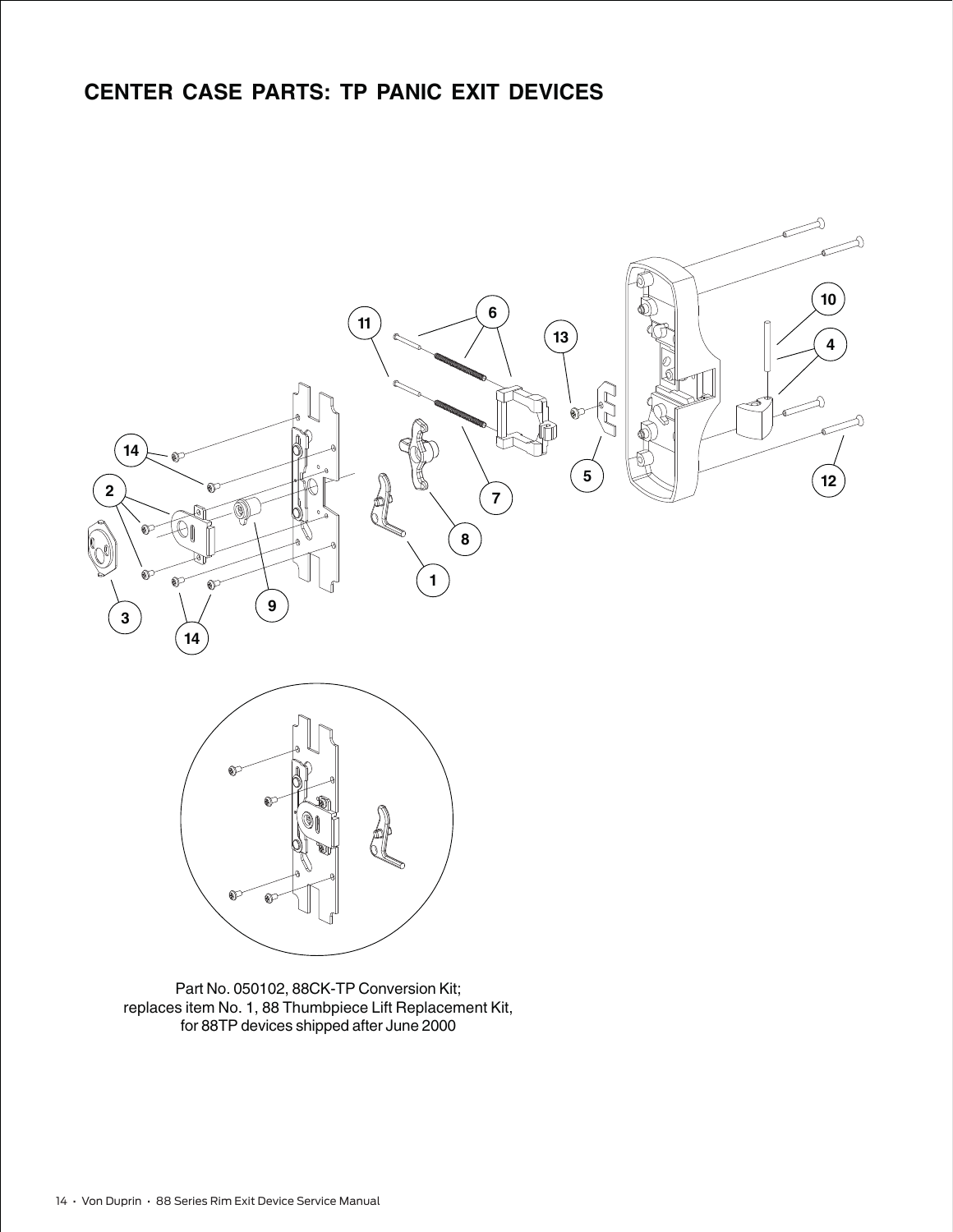# CENTER CASE PARTS: TP PANIC EXIT DEVICES

Part No. 050102, 88CK-TP Conversion Kit;
replaces item No. 1, 88 Thumbpiece Lift Replacement Kit,
for 88TP devices shipped after June 2000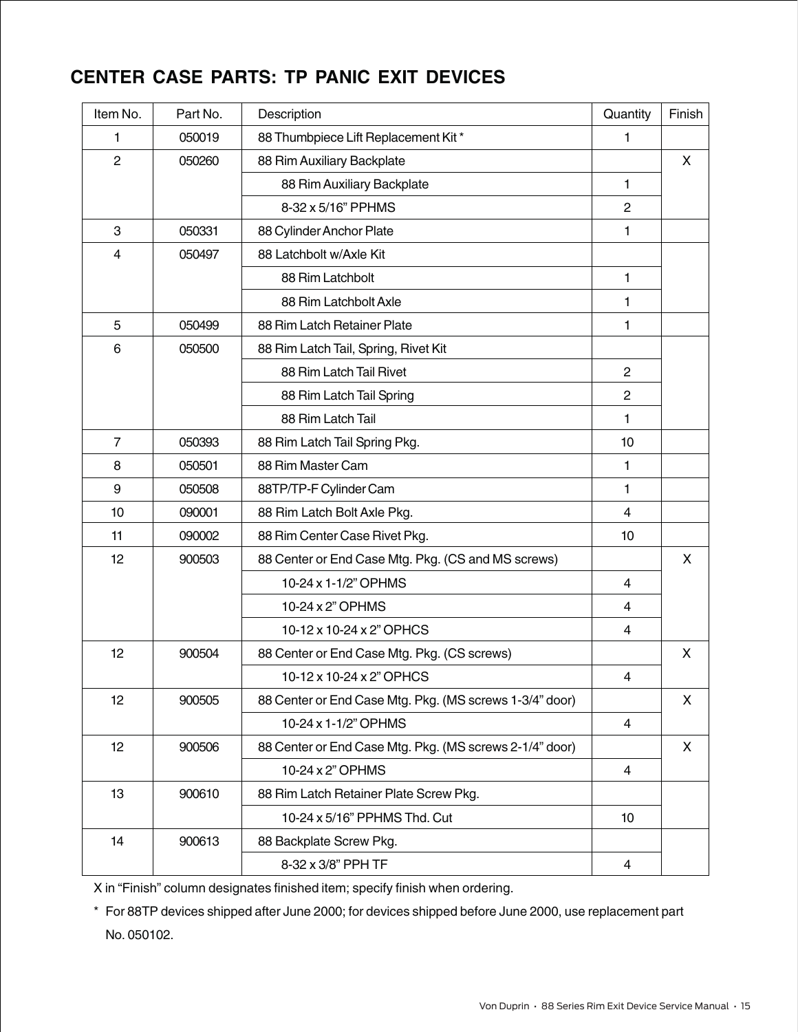## CENTER CASE PARTS: TP PANIC EXIT DEVICES

| Item No. | Part No. | Description | Quantity | Finish |
|---|---|---|---|---|
| 1 | 050019 | 88 Thumbpiece Lift Replacement Kit * | 1 | |
| 2 | 050260 | 88 Rim Auxiliary Backplate | | X |
| | | 88 Rim Auxiliary Backplate | 1 | |
| | | 8-32 x 5/16” PPHMS | 2 | |
| 3 | 050331 | 88 Cylinder Anchor Plate | 1 | |
| 4 | 050497 | 88 Latchbolt w/Axle Kit | | |
| | | 88 Rim Latchbolt | 1 | |
| | | 88 Rim Latchbolt Axle | 1 | |
| 5 | 050499 | 88 Rim Latch Retainer Plate | 1 | |
| 6 | 050500 | 88 Rim Latch Tail, Spring, Rivet Kit | | |
| | | 88 Rim Latch Tail Rivet | 2 | |
| | | 88 Rim Latch Tail Spring | 2 | |
| | | 88 Rim Latch Tail | 1 | |
| 7 | 050393 | 88 Rim Latch Tail Spring Pkg. | 10 | |
| 8 | 050501 | 88 Rim Master Cam | 1 | |
| 9 | 050508 | 88TP/TP-F Cylinder Cam | 1 | |
| 10 | 090001 | 88 Rim Latch Bolt Axle Pkg. | 4 | |
| 11 | 090002 | 88 Rim Center Case Rivet Pkg. | 10 | |
| 12 | 900503 | 88 Center or End Case Mtg. Pkg. (CS and MS screws) | | X |
| | | 10-24 x 1-1/2” OPHMS | 4 | |
| | | 10-24 x 2” OPHMS | 4 | |
| | | 10-12 x 10-24 x 2” OPHCS | 4 | |
| 12 | 900504 | 88 Center or End Case Mtg. Pkg. (CS screws) | | X |
| | | 10-12 x 10-24 x 2” OPHCS | 4 | |
| 12 | 900505 | 88 Center or End Case Mtg. Pkg. (MS screws 1-3/4” door) | | X |
| | | 10-24 x 1-1/2” OPHMS | 4 | |
| 12 | 900506 | 88 Center or End Case Mtg. Pkg. (MS screws 2-1/4” door) | | X |
| | | 10-24 x 2” OPHMS | 4 | |
| 13 | 900610 | 88 Rim Latch Retainer Plate Screw Pkg. | | |
| | | 10-24 x 5/16” PPHMS Thd. Cut | 10 | |
| 14 | 900613 | 88 Backplate Screw Pkg. | | |
| | | 8-32 x 3/8” PPH TF | 4 | |

X in “Finish” column designates finished item; specify finish when ordering.

* For 88TP devices shipped after June 2000; for devices shipped before June 2000, use replacement part No. 050102.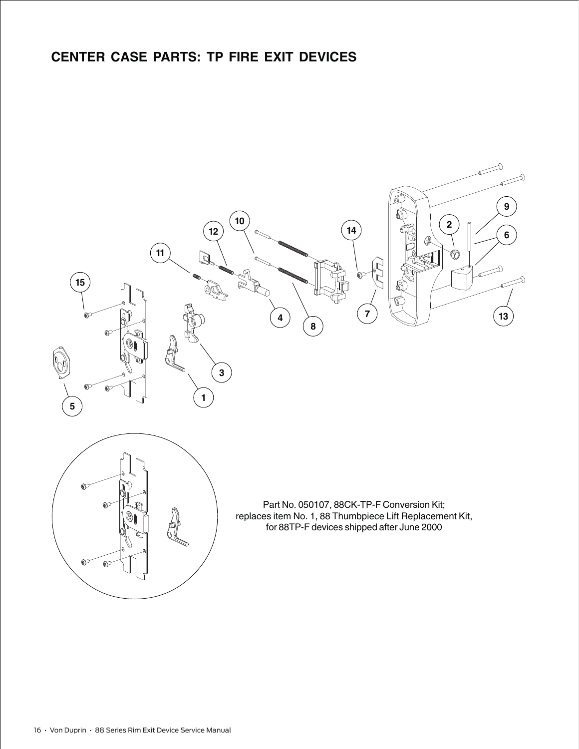# CENTER CASE PARTS: TP FIRE EXIT DEVICES

Part No. 050107, 88CK-TP-F Conversion Kit;
replaces item No. 1, 88 Thumbpiece Lift Replacement Kit,
for 88TP-F devices shipped after June 2000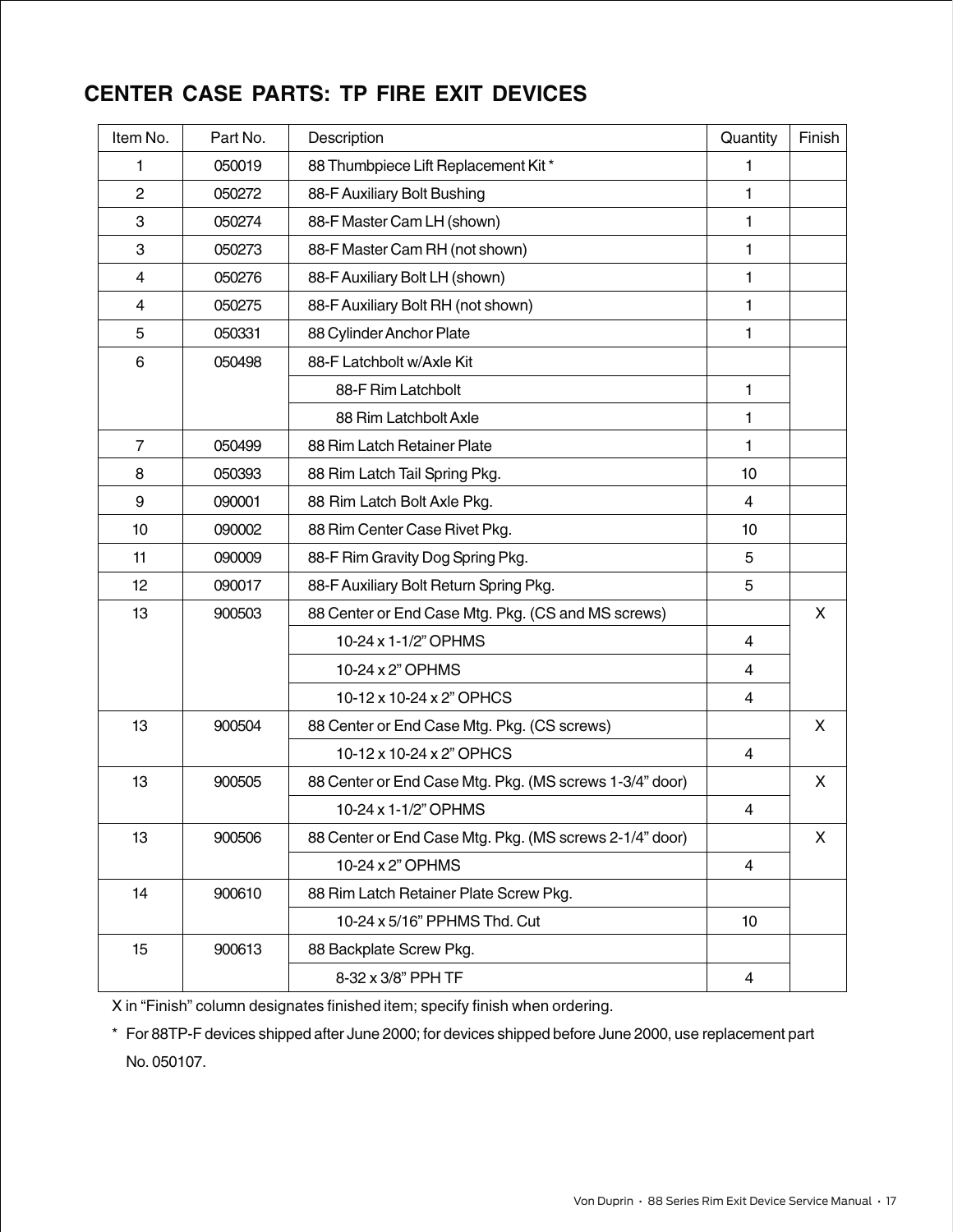## CENTER CASE PARTS: TP FIRE EXIT DEVICES

| Item No. | Part No. | Description | Quantity | Finish |
|---|---|---|---|---|
| 1 | 050019 | 88 Thumbpiece Lift Replacement Kit * | 1 | |
| 2 | 050272 | 88-F Auxiliary Bolt Bushing | 1 | |
| 3 | 050274 | 88-F Master Cam LH (shown) | 1 | |
| 3 | 050273 | 88-F Master Cam RH (not shown) | 1 | |
| 4 | 050276 | 88-F Auxiliary Bolt LH (shown) | 1 | |
| 4 | 050275 | 88-F Auxiliary Bolt RH (not shown) | 1 | |
| 5 | 050331 | 88 Cylinder Anchor Plate | 1 | |
| 6 | 050498 | 88-F Latchbolt w/Axle Kit | | |
| | | 88-F Rim Latchbolt | 1 | |
| | | 88 Rim Latchbolt Axle | 1 | |
| 7 | 050499 | 88 Rim Latch Retainer Plate | 1 | |
| 8 | 050393 | 88 Rim Latch Tail Spring Pkg. | 10 | |
| 9 | 090001 | 88 Rim Latch Bolt Axle Pkg. | 4 | |
| 10 | 090002 | 88 Rim Center Case Rivet Pkg. | 10 | |
| 11 | 090009 | 88-F Rim Gravity Dog Spring Pkg. | 5 | |
| 12 | 090017 | 88-F Auxiliary Bolt Return Spring Pkg. | 5 | |
| 13 | 900503 | 88 Center or End Case Mtg. Pkg. (CS and MS screws) | | X |
| | | 10-24 x 1-1/2" OPHMS | 4 | |
| | | 10-24 x 2" OPHMS | 4 | |
| | | 10-12 x 10-24 x 2" OPHCS | 4 | |
| 13 | 900504 | 88 Center or End Case Mtg. Pkg. (CS screws) | | X |
| | | 10-12 x 10-24 x 2" OPHCS | 4 | |
| 13 | 900505 | 88 Center or End Case Mtg. Pkg. (MS screws 1-3/4" door) | | X |
| | | 10-24 x 1-1/2" OPHMS | 4 | |
| 13 | 900506 | 88 Center or End Case Mtg. Pkg. (MS screws 2-1/4" door) | | X |
| | | 10-24 x 2" OPHMS | 4 | |
| 14 | 900610 | 88 Rim Latch Retainer Plate Screw Pkg. | | |
| | | 10-24 x 5/16" PPHMS Thd. Cut | 10 | |
| 15 | 900613 | 88 Backplate Screw Pkg. | | |
| | | 8-32 x 3/8" PPH TF | 4 | |

X in "Finish" column designates finished item; specify finish when ordering.

\* For 88TP-F devices shipped after June 2000; for devices shipped before June 2000, use replacement part No. 050107.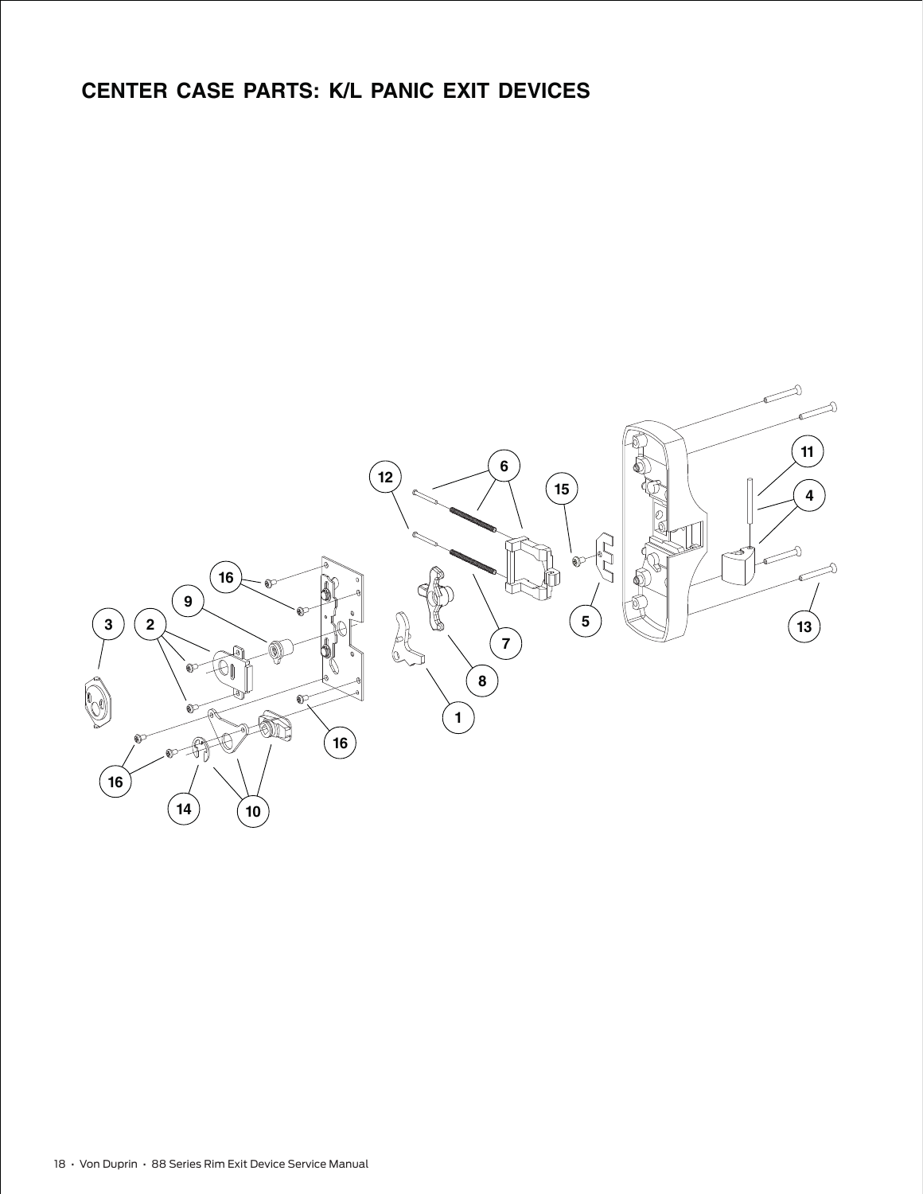# CENTER CASE PARTS: K/L PANIC EXIT DEVICES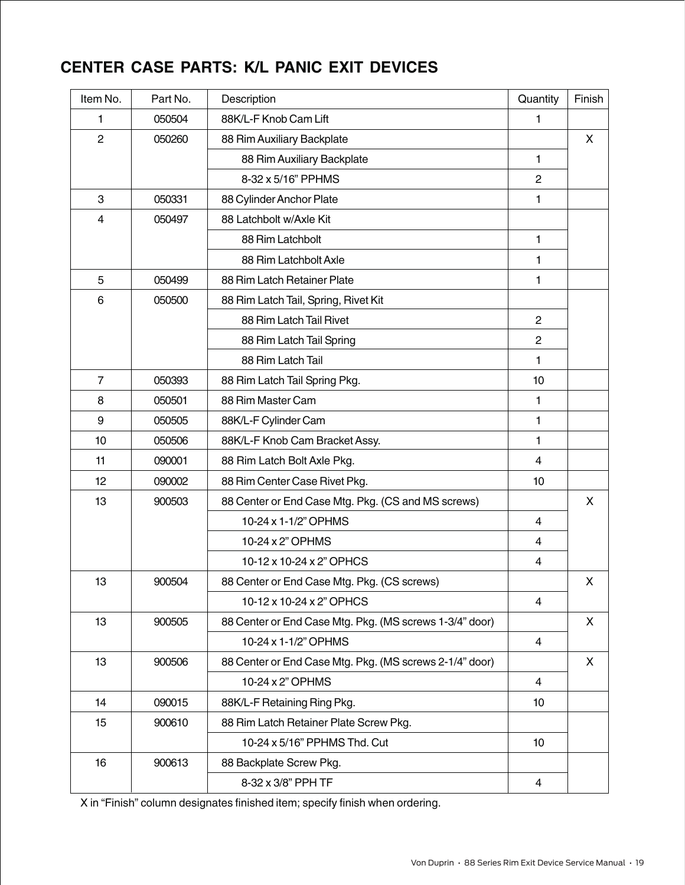## CENTER CASE PARTS: K/L PANIC EXIT DEVICES

| Item No. | Part No. | Description | Quantity | Finish |
|---|---|---|---|---|
| 1 | 050504 | 88K/L-F Knob Cam Lift | 1 | |
| 2 | 050260 | 88 Rim Auxiliary Backplate | | X |
| | | 88 Rim Auxiliary Backplate | 1 | |
| | | 8-32 x 5/16" PPHMS | 2 | |
| 3 | 050331 | 88 Cylinder Anchor Plate | 1 | |
| 4 | 050497 | 88 Latchbolt w/Axle Kit | | |
| | | 88 Rim Latchbolt | 1 | |
| | | 88 Rim Latchbolt Axle | 1 | |
| 5 | 050499 | 88 Rim Latch Retainer Plate | 1 | |
| 6 | 050500 | 88 Rim Latch Tail, Spring, Rivet Kit | | |
| | | 88 Rim Latch Tail Rivet | 2 | |
| | | 88 Rim Latch Tail Spring | 2 | |
| | | 88 Rim Latch Tail | 1 | |
| 7 | 050393 | 88 Rim Latch Tail Spring Pkg. | 10 | |
| 8 | 050501 | 88 Rim Master Cam | 1 | |
| 9 | 050505 | 88K/L-F Cylinder Cam | 1 | |
| 10 | 050506 | 88K/L-F Knob Cam Bracket Assy. | 1 | |
| 11 | 090001 | 88 Rim Latch Bolt Axle Pkg. | 4 | |
| 12 | 090002 | 88 Rim Center Case Rivet Pkg. | 10 | |
| 13 | 900503 | 88 Center or End Case Mtg. Pkg. (CS and MS screws) | | X |
| | | 10-24 x 1-1/2" OPHMS | 4 | |
| | | 10-24 x 2" OPHMS | 4 | |
| | | 10-12 x 10-24 x 2" OPHCS | 4 | |
| 13 | 900504 | 88 Center or End Case Mtg. Pkg. (CS screws) | | X |
| | | 10-12 x 10-24 x 2" OPHCS | 4 | |
| 13 | 900505 | 88 Center or End Case Mtg. Pkg. (MS screws 1-3/4" door) | | X |
| | | 10-24 x 1-1/2" OPHMS | 4 | |
| 13 | 900506 | 88 Center or End Case Mtg. Pkg. (MS screws 2-1/4" door) | | X |
| | | 10-24 x 2" OPHMS | 4 | |
| 14 | 090015 | 88K/L-F Retaining Ring Pkg. | 10 | |
| 15 | 900610 | 88 Rim Latch Retainer Plate Screw Pkg. | | |
| | | 10-24 x 5/16" PPHMS Thd. Cut | 10 | |
| 16 | 900613 | 88 Backplate Screw Pkg. | | |
| | | 8-32 x 3/8" PPH TF | 4 | |

X in "Finish" column designates finished item; specify finish when ordering.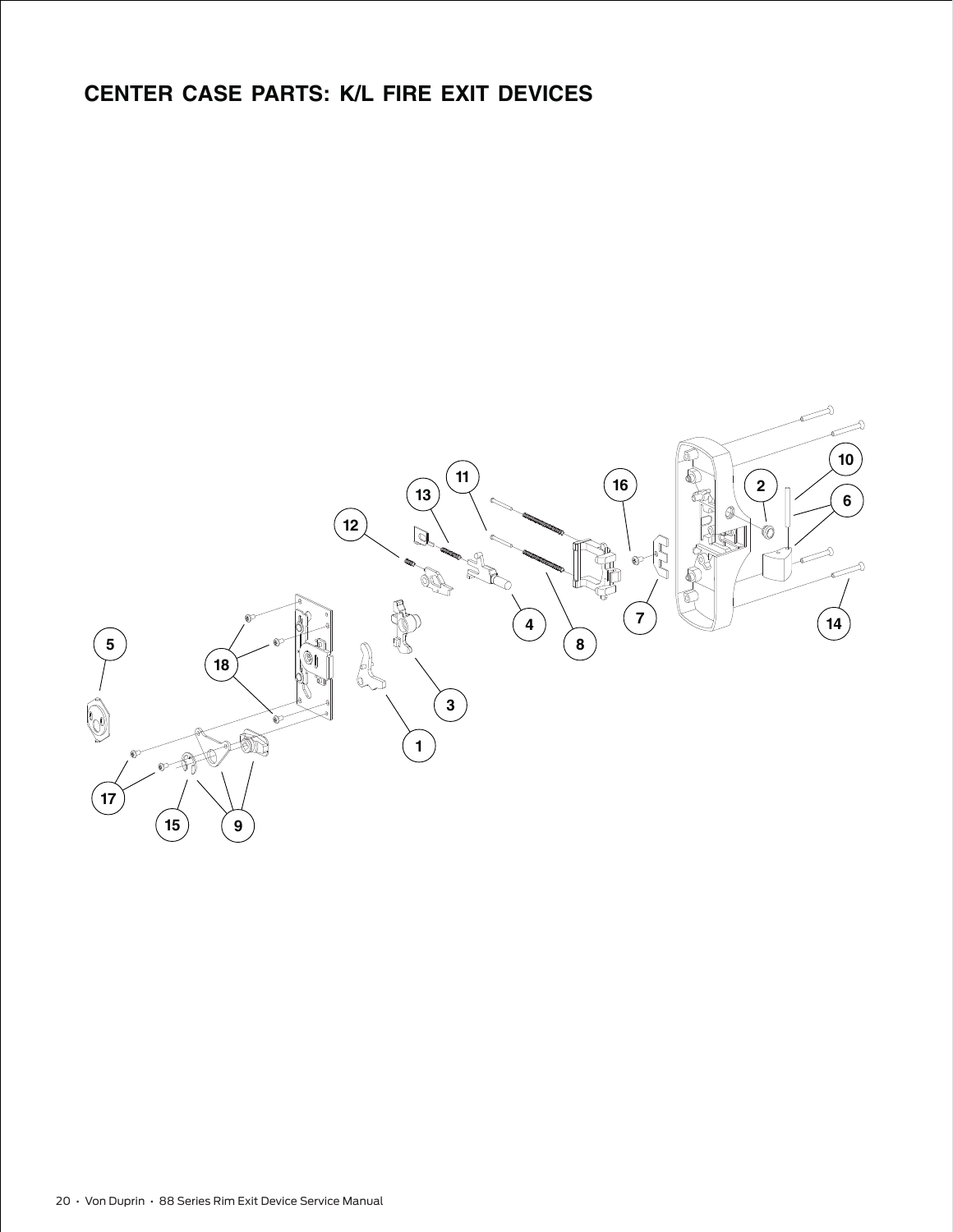# CENTER CASE PARTS: K/L FIRE EXIT DEVICES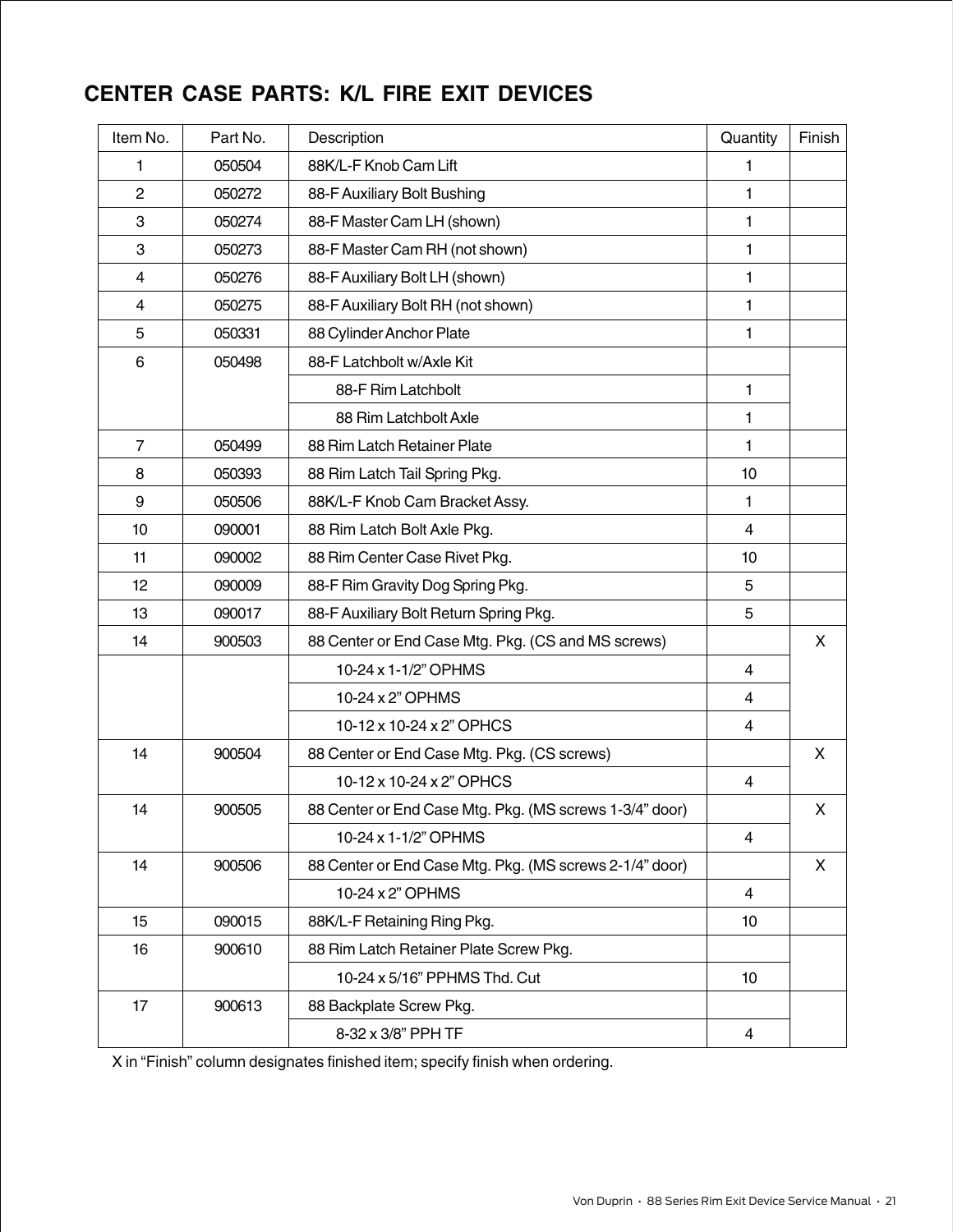## CENTER CASE PARTS: K/L FIRE EXIT DEVICES

| Item No. | Part No. | Description | Quantity | Finish |
|---|---|---|---|---|
| 1 | 050504 | 88K/L-F Knob Cam Lift | 1 | |
| 2 | 050272 | 88-F Auxiliary Bolt Bushing | 1 | |
| 3 | 050274 | 88-F Master Cam LH (shown) | 1 | |
| 3 | 050273 | 88-F Master Cam RH (not shown) | 1 | |
| 4 | 050276 | 88-F Auxiliary Bolt LH (shown) | 1 | |
| 4 | 050275 | 88-F Auxiliary Bolt RH (not shown) | 1 | |
| 5 | 050331 | 88 Cylinder Anchor Plate | 1 | |
| 6 | 050498 | 88-F Latchbolt w/Axle Kit | | |
| | | 88-F Rim Latchbolt | 1 | |
| | | 88 Rim Latchbolt Axle | 1 | |
| 7 | 050499 | 88 Rim Latch Retainer Plate | 1 | |
| 8 | 050393 | 88 Rim Latch Tail Spring Pkg. | 10 | |
| 9 | 050506 | 88K/L-F Knob Cam Bracket Assy. | 1 | |
| 10 | 090001 | 88 Rim Latch Bolt Axle Pkg. | 4 | |
| 11 | 090002 | 88 Rim Center Case Rivet Pkg. | 10 | |
| 12 | 090009 | 88-F Rim Gravity Dog Spring Pkg. | 5 | |
| 13 | 090017 | 88-F Auxiliary Bolt Return Spring Pkg. | 5 | |
| 14 | 900503 | 88 Center or End Case Mtg. Pkg. (CS and MS screws) | | X |
| | | 10-24 x 1-1/2" OPHMS | 4 | |
| | | 10-24 x 2" OPHMS | 4 | |
| | | 10-12 x 10-24 x 2" OPHCS | 4 | |
| 14 | 900504 | 88 Center or End Case Mtg. Pkg. (CS screws) | | X |
| | | 10-12 x 10-24 x 2" OPHCS | 4 | |
| 14 | 900505 | 88 Center or End Case Mtg. Pkg. (MS screws 1-3/4" door) | | X |
| | | 10-24 x 1-1/2" OPHMS | 4 | |
| 14 | 900506 | 88 Center or End Case Mtg. Pkg. (MS screws 2-1/4" door) | | X |
| | | 10-24 x 2" OPHMS | 4 | |
| 15 | 090015 | 88K/L-F Retaining Ring Pkg. | 10 | |
| 16 | 900610 | 88 Rim Latch Retainer Plate Screw Pkg. | | |
| | | 10-24 x 5/16" PPHMS Thd. Cut | 10 | |
| 17 | 900613 | 88 Backplate Screw Pkg. | | |
| | | 8-32 x 3/8" PPH TF | 4 | |

X in "Finish" column designates finished item; specify finish when ordering.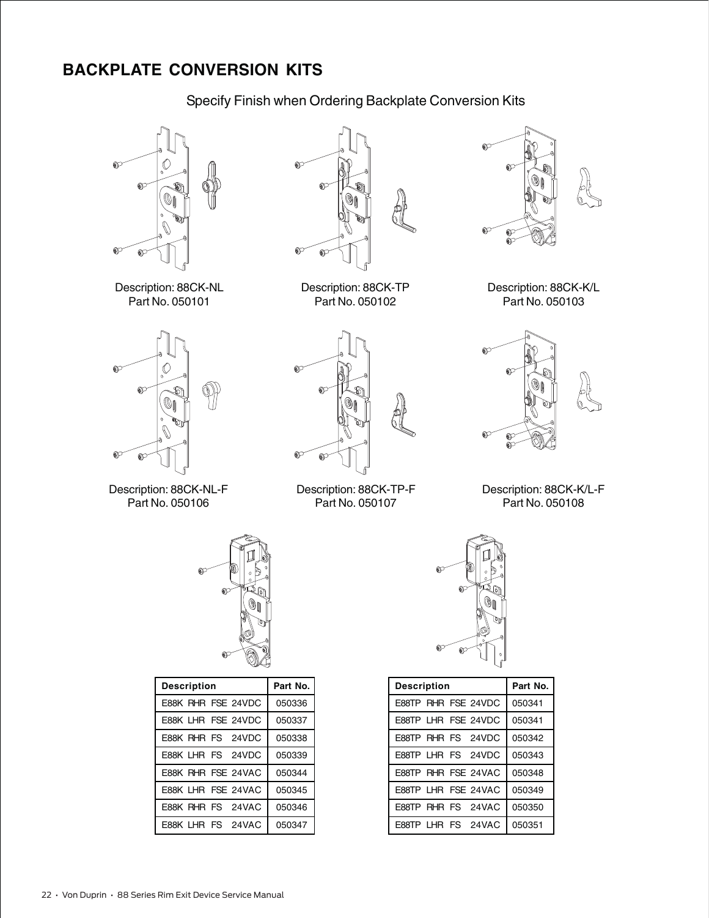## BACKPLATE CONVERSION KITS

Specify Finish when Ordering Backplate Conversion Kits

Description: 88CK-NL
Part No. 050101

Description: 88CK-TP
Part No. 050102

Description: 88CK-K/L
Part No. 050103

Description: 88CK-NL-F
Part No. 050106

Description: 88CK-TP-F
Part No. 050107

Description: 88CK-K/L-F
Part No. 050108

| Description | Part No. |
|---|---|
| E88K RHR FSE 24VDC | 050336 |
| E88K LHR FSE 24VDC | 050337 |
| E88K RHR FS 24VDC | 050338 |
| E88K LHR FS 24VDC | 050339 |
| E88K RHR FSE 24VAC | 050344 |
| E88K LHR FSE 24VAC | 050345 |
| E88K RHR FS 24VAC | 050346 |
| E88K LHR FS 24VAC | 050347 |

| Description | Part No. |
|---|---|
| E88TP RHR FSE 24VDC | 050341 |
| E88TP LHR FSE 24VDC | 050341 |
| E88TP RHR FS 24VDC | 050342 |
| E88TP LHR FS 24VDC | 050343 |
| E88TP RHR FSE 24VAC | 050348 |
| E88TP LHR FSE 24VAC | 050349 |
| E88TP RHR FS 24VAC | 050350 |
| E88TP LHR FS 24VAC | 050351 |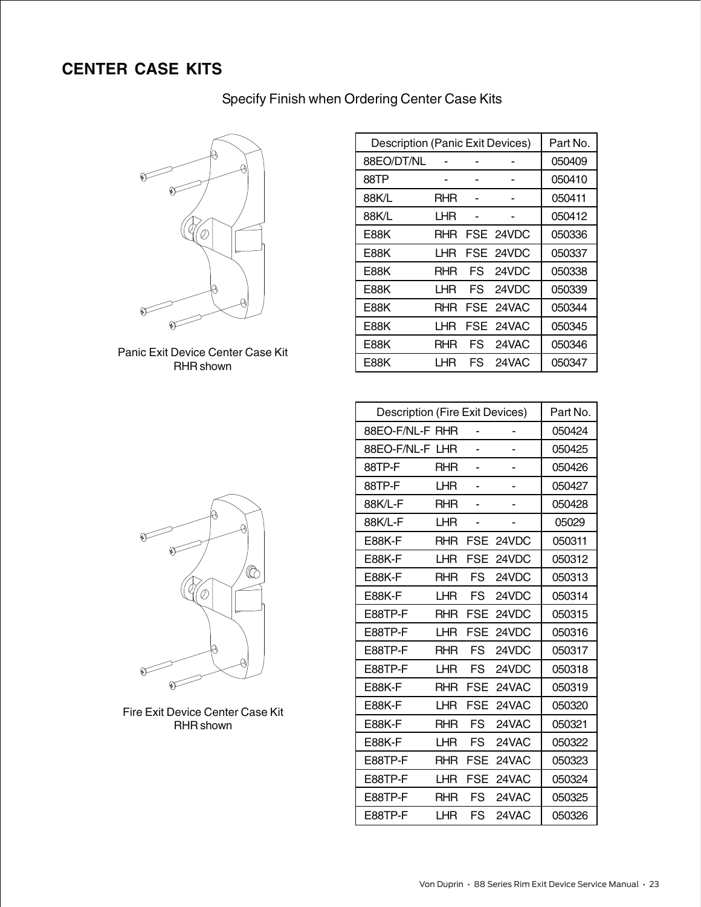## CENTER CASE KITS

Specify Finish when Ordering Center Case Kits

Panic Exit Device Center Case Kit
RHR shown

| Description (Panic Exit Devices) | | | | Part No. |
|---|---|---|---|---|
| 88EO/DT/NL | - | - | - | 050409 |
| 88TP | - | - | - | 050410 |
| 88K/L | RHR | - | - | 050411 |
| 88K/L | LHR | - | - | 050412 |
| E88K | RHR | FSE | 24VDC | 050336 |
| E88K | LHR | FSE | 24VDC | 050337 |
| E88K | RHR | FS | 24VDC | 050338 |
| E88K | LHR | FS | 24VDC | 050339 |
| E88K | RHR | FSE | 24VAC | 050344 |
| E88K | LHR | FSE | 24VAC | 050345 |
| E88K | RHR | FS | 24VAC | 050346 |
| E88K | LHR | FS | 24VAC | 050347 |

Fire Exit Device Center Case Kit
RHR shown

| Description (Fire Exit Devices) | | | | Part No. |
|---|---|---|---|---|
| 88EO-F/NL-F | RHR | - | - | 050424 |
| 88EO-F/NL-F | LHR | - | - | 050425 |
| 88TP-F | RHR | - | - | 050426 |
| 88TP-F | LHR | - | - | 050427 |
| 88K/L-F | RHR | - | - | 050428 |
| 88K/L-F | LHR | - | - | 05029 |
| E88K-F | RHR | FSE | 24VDC | 050311 |
| E88K-F | LHR | FSE | 24VDC | 050312 |
| E88K-F | RHR | FS | 24VDC | 050313 |
| E88K-F | LHR | FS | 24VDC | 050314 |
| E88TP-F | RHR | FSE | 24VDC | 050315 |
| E88TP-F | LHR | FSE | 24VDC | 050316 |
| E88TP-F | RHR | FS | 24VDC | 050317 |
| E88TP-F | LHR | FS | 24VDC | 050318 |
| E88K-F | RHR | FSE | 24VAC | 050319 |
| E88K-F | LHR | FSE | 24VAC | 050320 |
| E88K-F | RHR | FS | 24VAC | 050321 |
| E88K-F | LHR | FS | 24VAC | 050322 |
| E88TP-F | RHR | FSE | 24VAC | 050323 |
| E88TP-F | LHR | FSE | 24VAC | 050324 |
| E88TP-F | RHR | FS | 24VAC | 050325 |
| E88TP-F | LHR | FS | 24VAC | 050326 |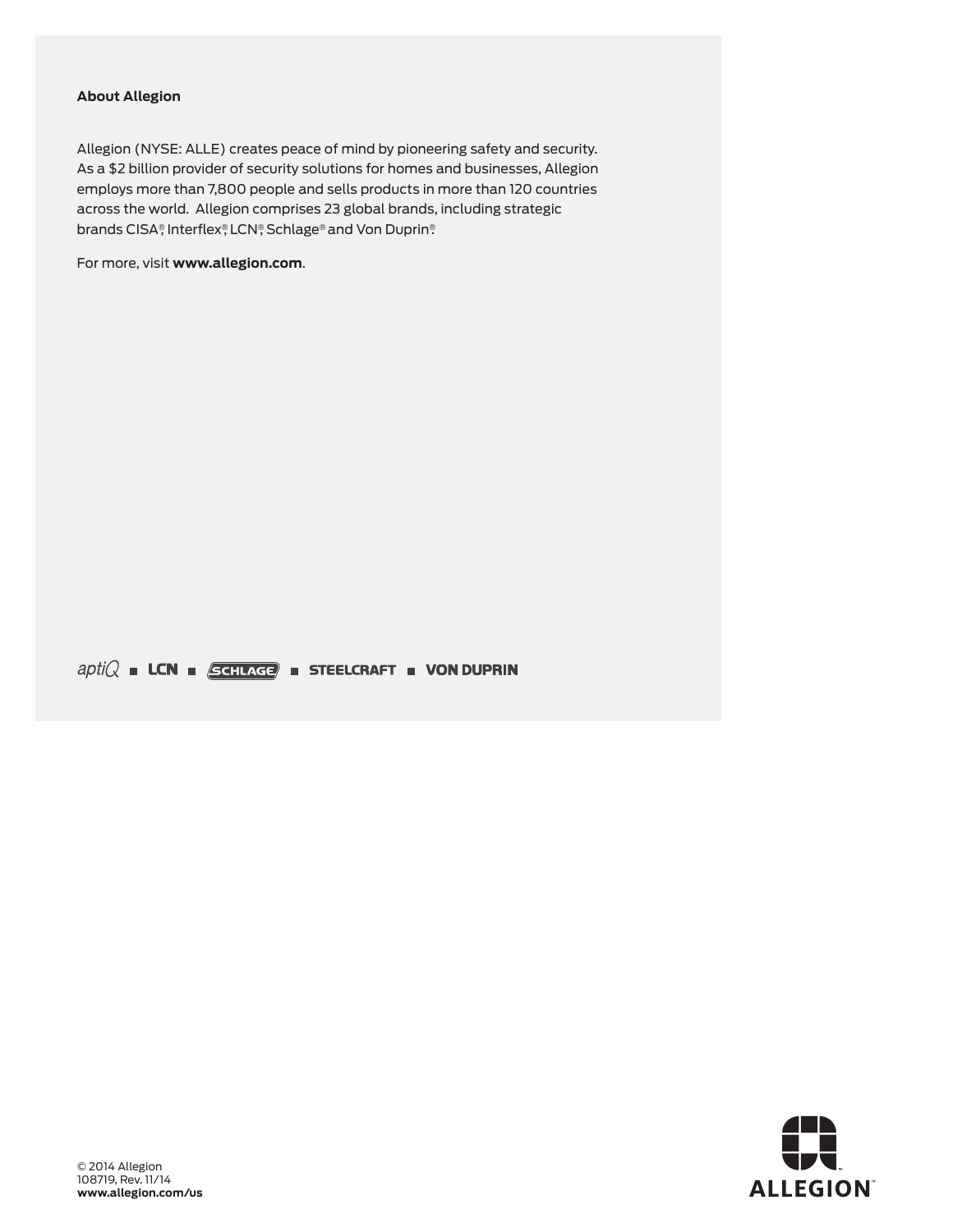**About Allegion**

Allegion (NYSE: ALLE) creates peace of mind by pioneering safety and security. As a $2 billion provider of security solutions for homes and businesses, Allegion employs more than 7,800 people and sells products in more than 120 countries across the world. Allegion comprises 23 global brands, including strategic brands CISA®, Interflex®, LCN®, Schlage® and Von Duprin®.

For more, visit **www.allegion.com**.

aptiQ ■ LCN ■ SCHLAGE ■ STEELCRAFT ■ VON DUPRIN

© 2014 Allegion
108719, Rev. 11/14
**www.allegion.com/us**

ALLEGION™